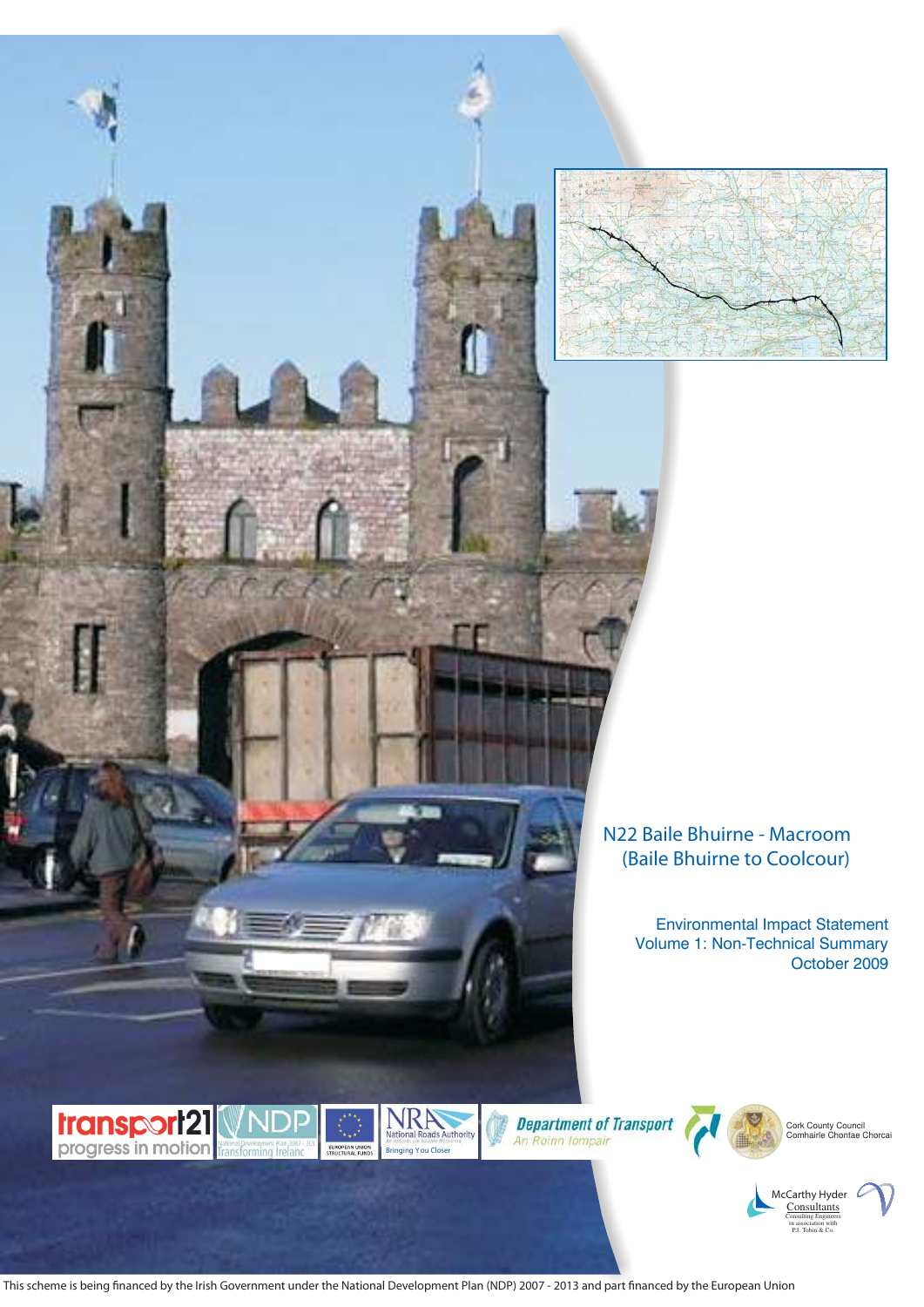# N22 Baile Bhuirne - Macroom
## (Baile Bhuirne to Coolcour)

Environmental Impact Statement
Volume 1: Non-Technical Summary
October 2009

transport21 progress in motion

NDP National Development Plan 2007 - 2013 Transforming Ireland

European Union Structural Funds

NRA National Roads Authority — Bringing You Closer

Department of Transport — An Roinn Iompair

Cork County Council — Comhairle Chontae Chorcaí

McCarthy Hyder Consultants — Consulting Engineers in association with P.J. Tobin & Co.

This scheme is being financed by the Irish Government under the National Development Plan (NDP) 2007 - 2013 and part financed by the European Union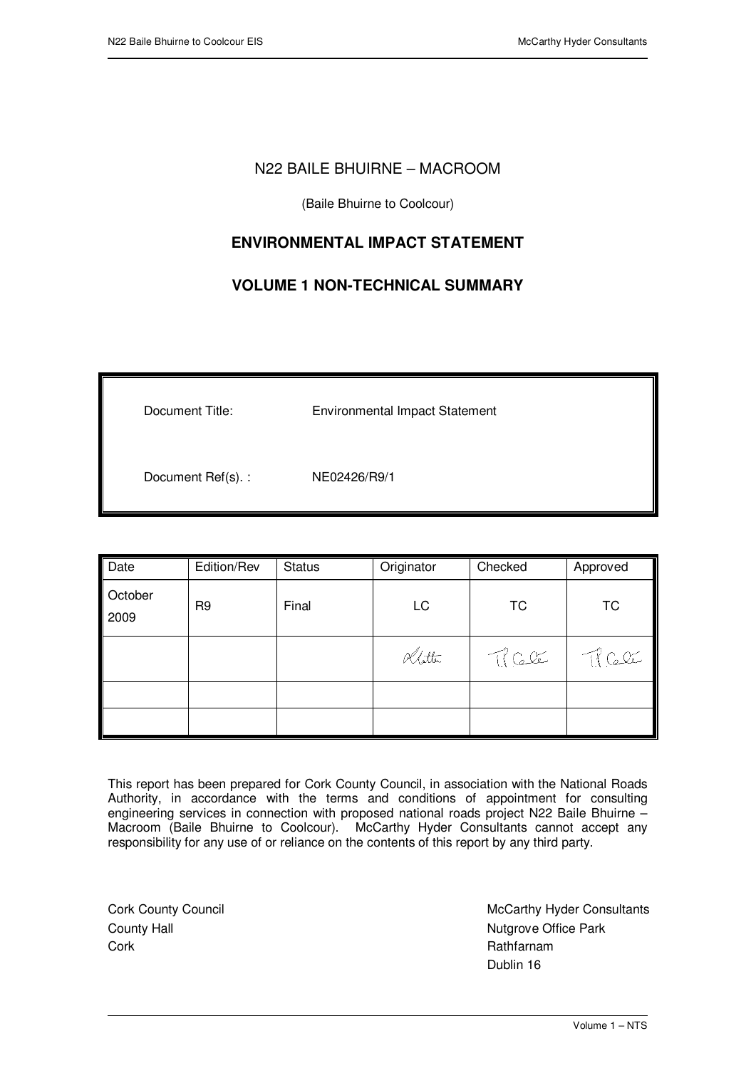# N22 BAILE BHUIRNE – MACROOM

(Baile Bhuirne to Coolcour)

## ENVIRONMENTAL IMPACT STATEMENT

## VOLUME 1 NON-TECHNICAL SUMMARY

| | |
|---|---|
| Document Title: | Environmental Impact Statement |
| Document Ref(s). : | NE02426/R9/1 |

| Date | Edition/Rev | Status | Originator | Checked | Approved |
|---|---|---|---|---|---|
| October 2009 | R9 | Final | LC | TC | TC |
| | | | | | |
| | | | | | |
| | | | | | |

This report has been prepared for Cork County Council, in association with the National Roads Authority, in accordance with the terms and conditions of appointment for consulting engineering services in connection with proposed national roads project N22 Baile Bhuirne – Macroom (Baile Bhuirne to Coolcour). McCarthy Hyder Consultants cannot accept any responsibility for any use of or reliance on the contents of this report by any third party.

Cork County Council
County Hall
Cork

McCarthy Hyder Consultants
Nutgrove Office Park
Rathfarnam
Dublin 16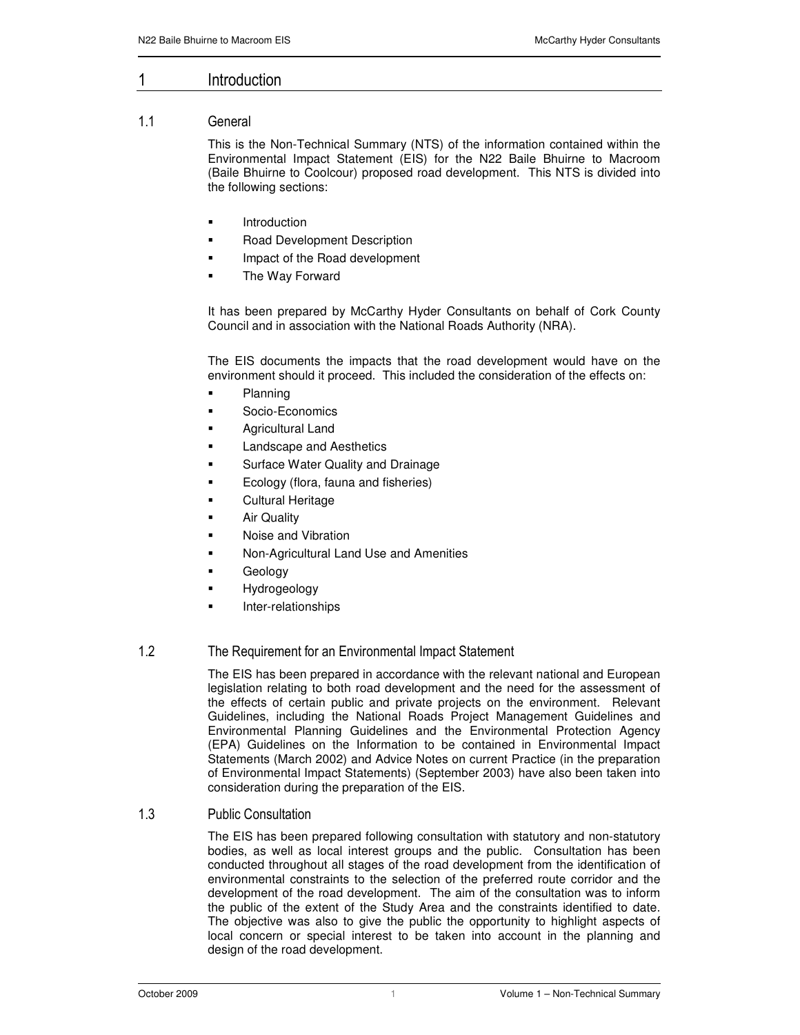# 1 Introduction

## 1.1 General

This is the Non-Technical Summary (NTS) of the information contained within the Environmental Impact Statement (EIS) for the N22 Baile Bhuirne to Macroom (Baile Bhuirne to Coolcour) proposed road development. This NTS is divided into the following sections:

- Introduction
- Road Development Description
- Impact of the Road development
- The Way Forward

It has been prepared by McCarthy Hyder Consultants on behalf of Cork County Council and in association with the National Roads Authority (NRA).

The EIS documents the impacts that the road development would have on the environment should it proceed. This included the consideration of the effects on:

- Planning
- Socio-Economics
- Agricultural Land
- Landscape and Aesthetics
- Surface Water Quality and Drainage
- Ecology (flora, fauna and fisheries)
- Cultural Heritage
- Air Quality
- Noise and Vibration
- Non-Agricultural Land Use and Amenities
- Geology
- Hydrogeology
- Inter-relationships

## 1.2 The Requirement for an Environmental Impact Statement

The EIS has been prepared in accordance with the relevant national and European legislation relating to both road development and the need for the assessment of the effects of certain public and private projects on the environment. Relevant Guidelines, including the National Roads Project Management Guidelines and Environmental Planning Guidelines and the Environmental Protection Agency (EPA) Guidelines on the Information to be contained in Environmental Impact Statements (March 2002) and Advice Notes on current Practice (in the preparation of Environmental Impact Statements) (September 2003) have also been taken into consideration during the preparation of the EIS.

## 1.3 Public Consultation

The EIS has been prepared following consultation with statutory and non-statutory bodies, as well as local interest groups and the public. Consultation has been conducted throughout all stages of the road development from the identification of environmental constraints to the selection of the preferred route corridor and the development of the road development. The aim of the consultation was to inform the public of the extent of the Study Area and the constraints identified to date. The objective was also to give the public the opportunity to highlight aspects of local concern or special interest to be taken into account in the planning and design of the road development.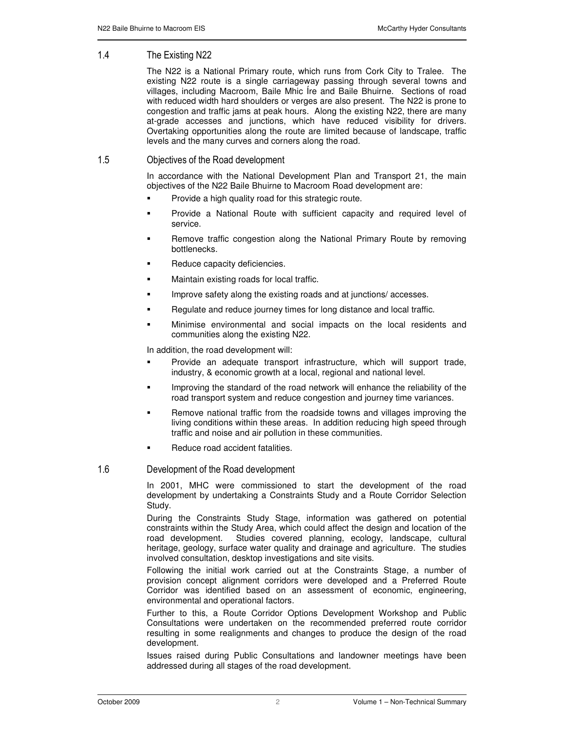## 1.4 The Existing N22

The N22 is a National Primary route, which runs from Cork City to Tralee. The existing N22 route is a single carriageway passing through several towns and villages, including Macroom, Baile Mhic Íre and Baile Bhuirne. Sections of road with reduced width hard shoulders or verges are also present. The N22 is prone to congestion and traffic jams at peak hours. Along the existing N22, there are many at-grade accesses and junctions, which have reduced visibility for drivers. Overtaking opportunities along the route are limited because of landscape, traffic levels and the many curves and corners along the road.

## 1.5 Objectives of the Road development

In accordance with the National Development Plan and Transport 21, the main objectives of the N22 Baile Bhuirne to Macroom Road development are:

- Provide a high quality road for this strategic route.
- Provide a National Route with sufficient capacity and required level of service.
- Remove traffic congestion along the National Primary Route by removing bottlenecks.
- Reduce capacity deficiencies.
- Maintain existing roads for local traffic.
- Improve safety along the existing roads and at junctions/ accesses.
- Regulate and reduce journey times for long distance and local traffic.
- Minimise environmental and social impacts on the local residents and communities along the existing N22.

In addition, the road development will:

- Provide an adequate transport infrastructure, which will support trade, industry, & economic growth at a local, regional and national level.
- Improving the standard of the road network will enhance the reliability of the road transport system and reduce congestion and journey time variances.
- Remove national traffic from the roadside towns and villages improving the living conditions within these areas. In addition reducing high speed through traffic and noise and air pollution in these communities.
- Reduce road accident fatalities.

## 1.6 Development of the Road development

In 2001, MHC were commissioned to start the development of the road development by undertaking a Constraints Study and a Route Corridor Selection Study.

During the Constraints Study Stage, information was gathered on potential constraints within the Study Area, which could affect the design and location of the road development. Studies covered planning, ecology, landscape, cultural heritage, geology, surface water quality and drainage and agriculture. The studies involved consultation, desktop investigations and site visits.

Following the initial work carried out at the Constraints Stage, a number of provision concept alignment corridors were developed and a Preferred Route Corridor was identified based on an assessment of economic, engineering, environmental and operational factors.

Further to this, a Route Corridor Options Development Workshop and Public Consultations were undertaken on the recommended preferred route corridor resulting in some realignments and changes to produce the design of the road development.

Issues raised during Public Consultations and landowner meetings have been addressed during all stages of the road development.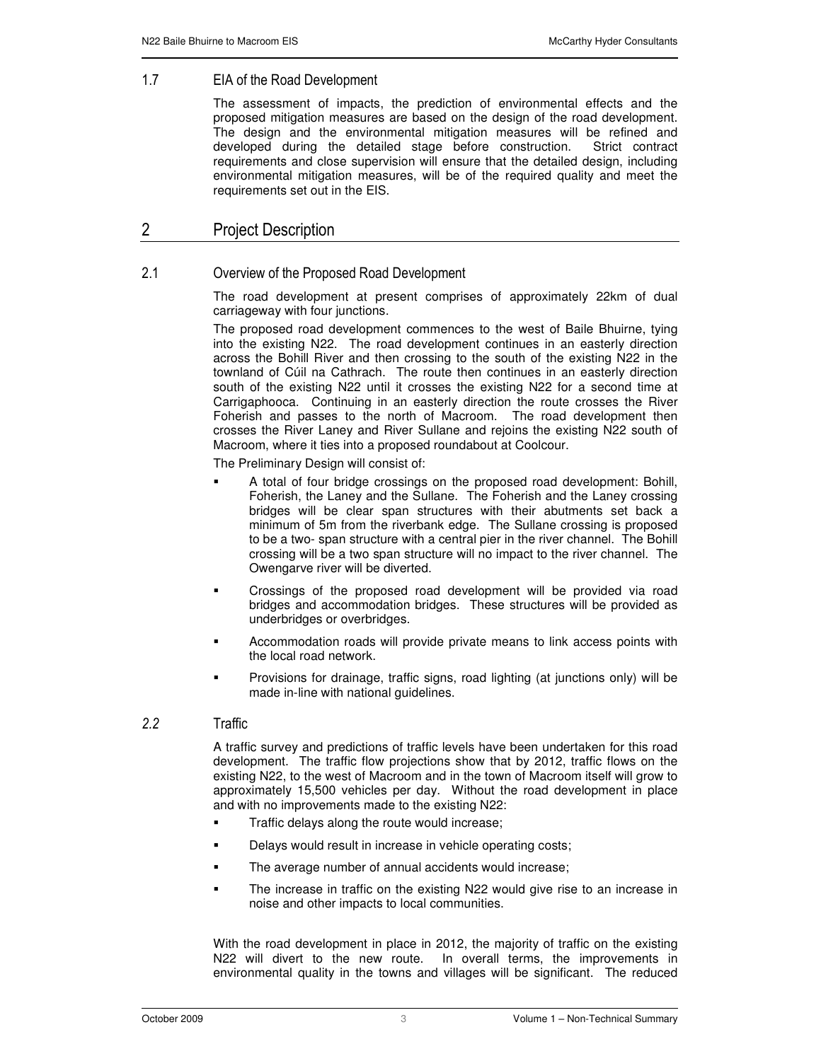## 1.7 EIA of the Road Development

The assessment of impacts, the prediction of environmental effects and the proposed mitigation measures are based on the design of the road development. The design and the environmental mitigation measures will be refined and developed during the detailed stage before construction. Strict contract requirements and close supervision will ensure that the detailed design, including environmental mitigation measures, will be of the required quality and meet the requirements set out in the EIS.

# 2 Project Description

## 2.1 Overview of the Proposed Road Development

The road development at present comprises of approximately 22km of dual carriageway with four junctions.

The proposed road development commences to the west of Baile Bhuirne, tying into the existing N22. The road development continues in an easterly direction across the Bohill River and then crossing to the south of the existing N22 in the townland of Cúil na Cathrach. The route then continues in an easterly direction south of the existing N22 until it crosses the existing N22 for a second time at Carrigaphooca. Continuing in an easterly direction the route crosses the River Foherish and passes to the north of Macroom. The road development then crosses the River Laney and River Sullane and rejoins the existing N22 south of Macroom, where it ties into a proposed roundabout at Coolcour.

The Preliminary Design will consist of:

- A total of four bridge crossings on the proposed road development: Bohill, Foherish, the Laney and the Sullane. The Foherish and the Laney crossing bridges will be clear span structures with their abutments set back a minimum of 5m from the riverbank edge. The Sullane crossing is proposed to be a two- span structure with a central pier in the river channel. The Bohill crossing will be a two span structure will no impact to the river channel. The Owengarve river will be diverted.
- Crossings of the proposed road development will be provided via road bridges and accommodation bridges. These structures will be provided as underbridges or overbridges.
- Accommodation roads will provide private means to link access points with the local road network.
- Provisions for drainage, traffic signs, road lighting (at junctions only) will be made in-line with national guidelines.

## *2.2* Traffic

A traffic survey and predictions of traffic levels have been undertaken for this road development. The traffic flow projections show that by 2012, traffic flows on the existing N22, to the west of Macroom and in the town of Macroom itself will grow to approximately 15,500 vehicles per day. Without the road development in place and with no improvements made to the existing N22:

- Traffic delays along the route would increase;
- Delays would result in increase in vehicle operating costs;
- The average number of annual accidents would increase;
- The increase in traffic on the existing N22 would give rise to an increase in noise and other impacts to local communities.

With the road development in place in 2012, the majority of traffic on the existing N22 will divert to the new route. In overall terms, the improvements in environmental quality in the towns and villages will be significant. The reduced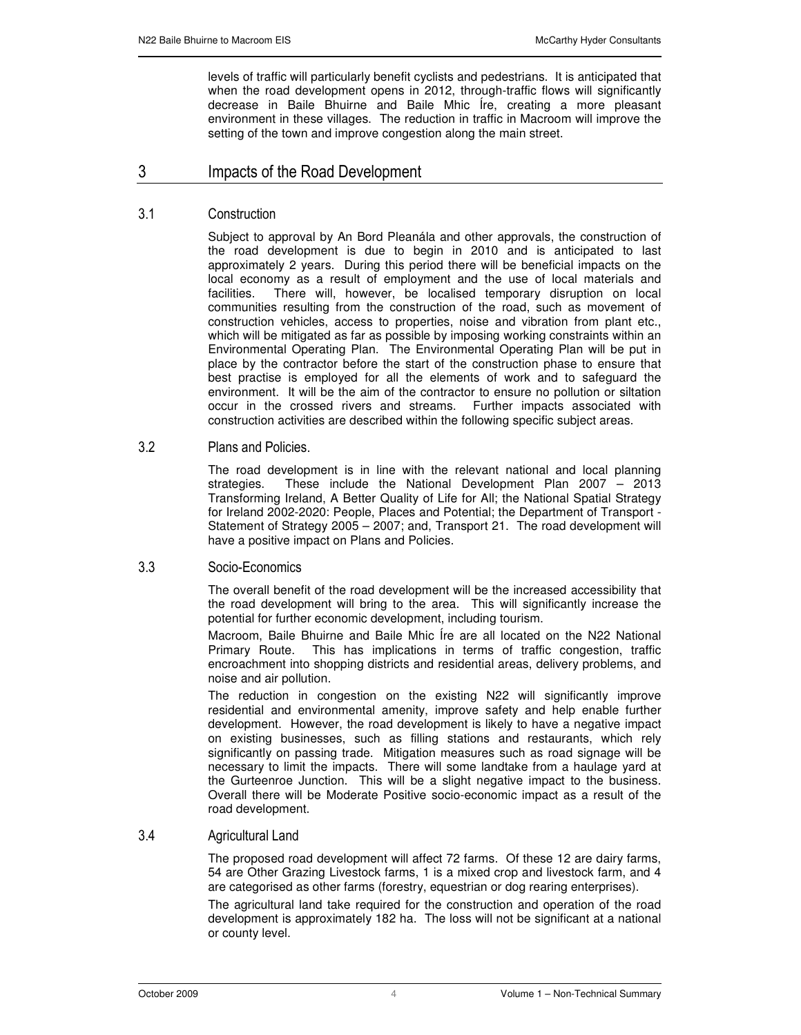levels of traffic will particularly benefit cyclists and pedestrians. It is anticipated that when the road development opens in 2012, through-traffic flows will significantly decrease in Baile Bhuirne and Baile Mhic Íre, creating a more pleasant environment in these villages. The reduction in traffic in Macroom will improve the setting of the town and improve congestion along the main street.

# 3 Impacts of the Road Development

## 3.1 Construction

Subject to approval by An Bord Pleanála and other approvals, the construction of the road development is due to begin in 2010 and is anticipated to last approximately 2 years. During this period there will be beneficial impacts on the local economy as a result of employment and the use of local materials and facilities. There will, however, be localised temporary disruption on local communities resulting from the construction of the road, such as movement of construction vehicles, access to properties, noise and vibration from plant etc., which will be mitigated as far as possible by imposing working constraints within an Environmental Operating Plan. The Environmental Operating Plan will be put in place by the contractor before the start of the construction phase to ensure that best practise is employed for all the elements of work and to safeguard the environment. It will be the aim of the contractor to ensure no pollution or siltation occur in the crossed rivers and streams. Further impacts associated with construction activities are described within the following specific subject areas.

## 3.2 Plans and Policies.

The road development is in line with the relevant national and local planning strategies. These include the National Development Plan 2007 – 2013 Transforming Ireland, A Better Quality of Life for All; the National Spatial Strategy for Ireland 2002-2020: People, Places and Potential; the Department of Transport - Statement of Strategy 2005 – 2007; and, Transport 21. The road development will have a positive impact on Plans and Policies.

## 3.3 Socio-Economics

The overall benefit of the road development will be the increased accessibility that the road development will bring to the area. This will significantly increase the potential for further economic development, including tourism.

Macroom, Baile Bhuirne and Baile Mhic Íre are all located on the N22 National Primary Route. This has implications in terms of traffic congestion, traffic encroachment into shopping districts and residential areas, delivery problems, and noise and air pollution.

The reduction in congestion on the existing N22 will significantly improve residential and environmental amenity, improve safety and help enable further development. However, the road development is likely to have a negative impact on existing businesses, such as filling stations and restaurants, which rely significantly on passing trade. Mitigation measures such as road signage will be necessary to limit the impacts. There will some landtake from a haulage yard at the Gurteenroe Junction. This will be a slight negative impact to the business. Overall there will be Moderate Positive socio-economic impact as a result of the road development.

## 3.4 Agricultural Land

The proposed road development will affect 72 farms. Of these 12 are dairy farms, 54 are Other Grazing Livestock farms, 1 is a mixed crop and livestock farm, and 4 are categorised as other farms (forestry, equestrian or dog rearing enterprises).

The agricultural land take required for the construction and operation of the road development is approximately 182 ha. The loss will not be significant at a national or county level.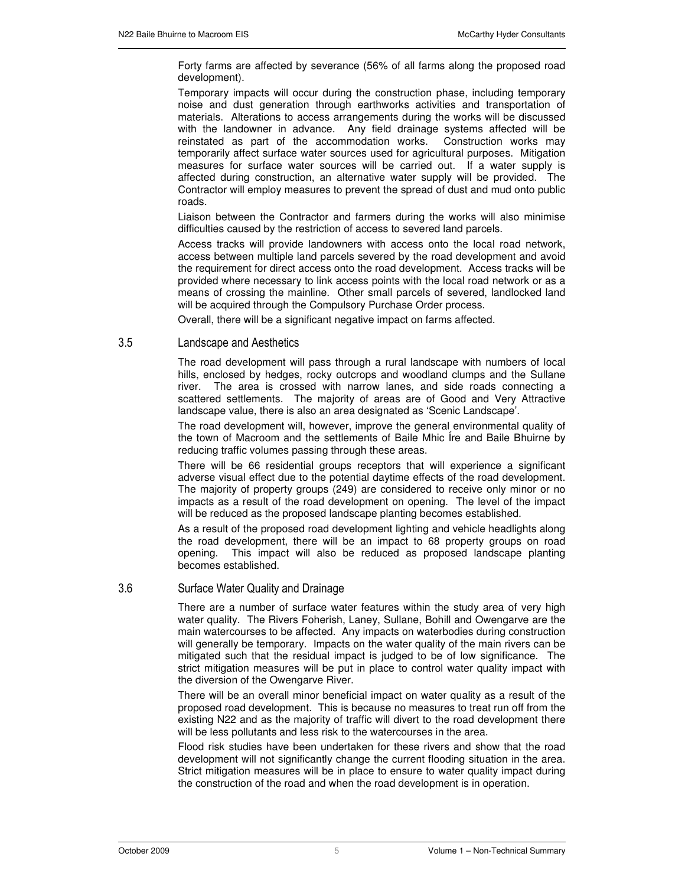Forty farms are affected by severance (56% of all farms along the proposed road development).

Temporary impacts will occur during the construction phase, including temporary noise and dust generation through earthworks activities and transportation of materials. Alterations to access arrangements during the works will be discussed with the landowner in advance. Any field drainage systems affected will be reinstated as part of the accommodation works. Construction works may temporarily affect surface water sources used for agricultural purposes. Mitigation measures for surface water sources will be carried out. If a water supply is affected during construction, an alternative water supply will be provided. The Contractor will employ measures to prevent the spread of dust and mud onto public roads.

Liaison between the Contractor and farmers during the works will also minimise difficulties caused by the restriction of access to severed land parcels.

Access tracks will provide landowners with access onto the local road network, access between multiple land parcels severed by the road development and avoid the requirement for direct access onto the road development. Access tracks will be provided where necessary to link access points with the local road network or as a means of crossing the mainline. Other small parcels of severed, landlocked land will be acquired through the Compulsory Purchase Order process.

Overall, there will be a significant negative impact on farms affected.

## 3.5 Landscape and Aesthetics

The road development will pass through a rural landscape with numbers of local hills, enclosed by hedges, rocky outcrops and woodland clumps and the Sullane river. The area is crossed with narrow lanes, and side roads connecting a scattered settlements. The majority of areas are of Good and Very Attractive landscape value, there is also an area designated as 'Scenic Landscape'.

The road development will, however, improve the general environmental quality of the town of Macroom and the settlements of Baile Mhic Íre and Baile Bhuirne by reducing traffic volumes passing through these areas.

There will be 66 residential groups receptors that will experience a significant adverse visual effect due to the potential daytime effects of the road development. The majority of property groups (249) are considered to receive only minor or no impacts as a result of the road development on opening. The level of the impact will be reduced as the proposed landscape planting becomes established.

As a result of the proposed road development lighting and vehicle headlights along the road development, there will be an impact to 68 property groups on road opening. This impact will also be reduced as proposed landscape planting becomes established.

## 3.6 Surface Water Quality and Drainage

There are a number of surface water features within the study area of very high water quality. The Rivers Foherish, Laney, Sullane, Bohill and Owengarve are the main watercourses to be affected. Any impacts on waterbodies during construction will generally be temporary. Impacts on the water quality of the main rivers can be mitigated such that the residual impact is judged to be of low significance. The strict mitigation measures will be put in place to control water quality impact with the diversion of the Owengarve River.

There will be an overall minor beneficial impact on water quality as a result of the proposed road development. This is because no measures to treat run off from the existing N22 and as the majority of traffic will divert to the road development there will be less pollutants and less risk to the watercourses in the area.

Flood risk studies have been undertaken for these rivers and show that the road development will not significantly change the current flooding situation in the area. Strict mitigation measures will be in place to ensure to water quality impact during the construction of the road and when the road development is in operation.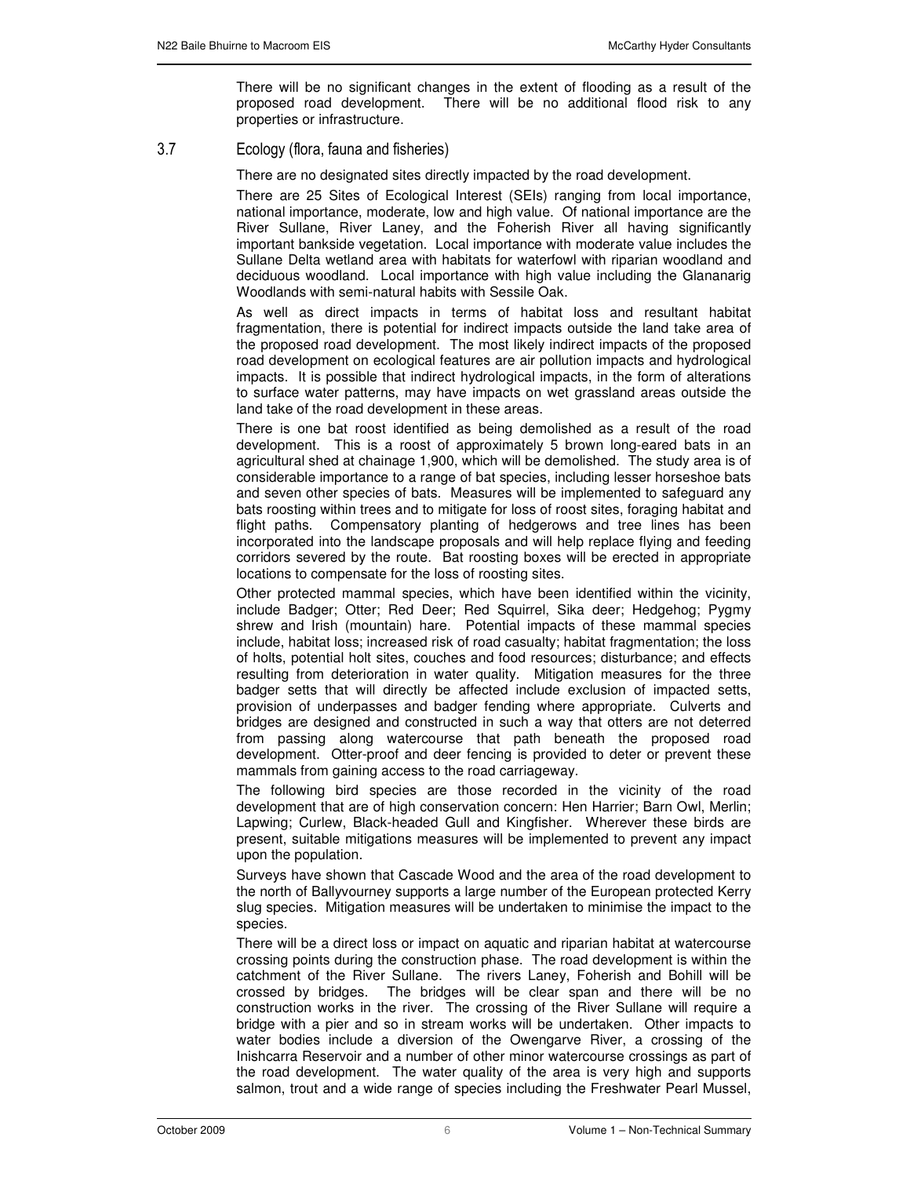There will be no significant changes in the extent of flooding as a result of the proposed road development. There will be no additional flood risk to any properties or infrastructure.

## 3.7 Ecology (flora, fauna and fisheries)

There are no designated sites directly impacted by the road development.

There are 25 Sites of Ecological Interest (SEIs) ranging from local importance, national importance, moderate, low and high value. Of national importance are the River Sullane, River Laney, and the Foherish River all having significantly important bankside vegetation. Local importance with moderate value includes the Sullane Delta wetland area with habitats for waterfowl with riparian woodland and deciduous woodland. Local importance with high value including the Glananarig Woodlands with semi-natural habits with Sessile Oak.

As well as direct impacts in terms of habitat loss and resultant habitat fragmentation, there is potential for indirect impacts outside the land take area of the proposed road development. The most likely indirect impacts of the proposed road development on ecological features are air pollution impacts and hydrological impacts. It is possible that indirect hydrological impacts, in the form of alterations to surface water patterns, may have impacts on wet grassland areas outside the land take of the road development in these areas.

There is one bat roost identified as being demolished as a result of the road development. This is a roost of approximately 5 brown long-eared bats in an agricultural shed at chainage 1,900, which will be demolished. The study area is of considerable importance to a range of bat species, including lesser horseshoe bats and seven other species of bats. Measures will be implemented to safeguard any bats roosting within trees and to mitigate for loss of roost sites, foraging habitat and flight paths. Compensatory planting of hedgerows and tree lines has been incorporated into the landscape proposals and will help replace flying and feeding corridors severed by the route. Bat roosting boxes will be erected in appropriate locations to compensate for the loss of roosting sites.

Other protected mammal species, which have been identified within the vicinity, include Badger; Otter; Red Deer; Red Squirrel, Sika deer; Hedgehog; Pygmy shrew and Irish (mountain) hare. Potential impacts of these mammal species include, habitat loss; increased risk of road casualty; habitat fragmentation; the loss of holts, potential holt sites, couches and food resources; disturbance; and effects resulting from deterioration in water quality. Mitigation measures for the three badger setts that will directly be affected include exclusion of impacted setts, provision of underpasses and badger fending where appropriate. Culverts and bridges are designed and constructed in such a way that otters are not deterred from passing along watercourse that path beneath the proposed road development. Otter-proof and deer fencing is provided to deter or prevent these mammals from gaining access to the road carriageway.

The following bird species are those recorded in the vicinity of the road development that are of high conservation concern: Hen Harrier; Barn Owl, Merlin; Lapwing; Curlew, Black-headed Gull and Kingfisher. Wherever these birds are present, suitable mitigations measures will be implemented to prevent any impact upon the population.

Surveys have shown that Cascade Wood and the area of the road development to the north of Ballyvourney supports a large number of the European protected Kerry slug species. Mitigation measures will be undertaken to minimise the impact to the species.

There will be a direct loss or impact on aquatic and riparian habitat at watercourse crossing points during the construction phase. The road development is within the catchment of the River Sullane. The rivers Laney, Foherish and Bohill will be crossed by bridges. The bridges will be clear span and there will be no construction works in the river. The crossing of the River Sullane will require a bridge with a pier and so in stream works will be undertaken. Other impacts to water bodies include a diversion of the Owengarve River, a crossing of the Inishcarra Reservoir and a number of other minor watercourse crossings as part of the road development. The water quality of the area is very high and supports salmon, trout and a wide range of species including the Freshwater Pearl Mussel,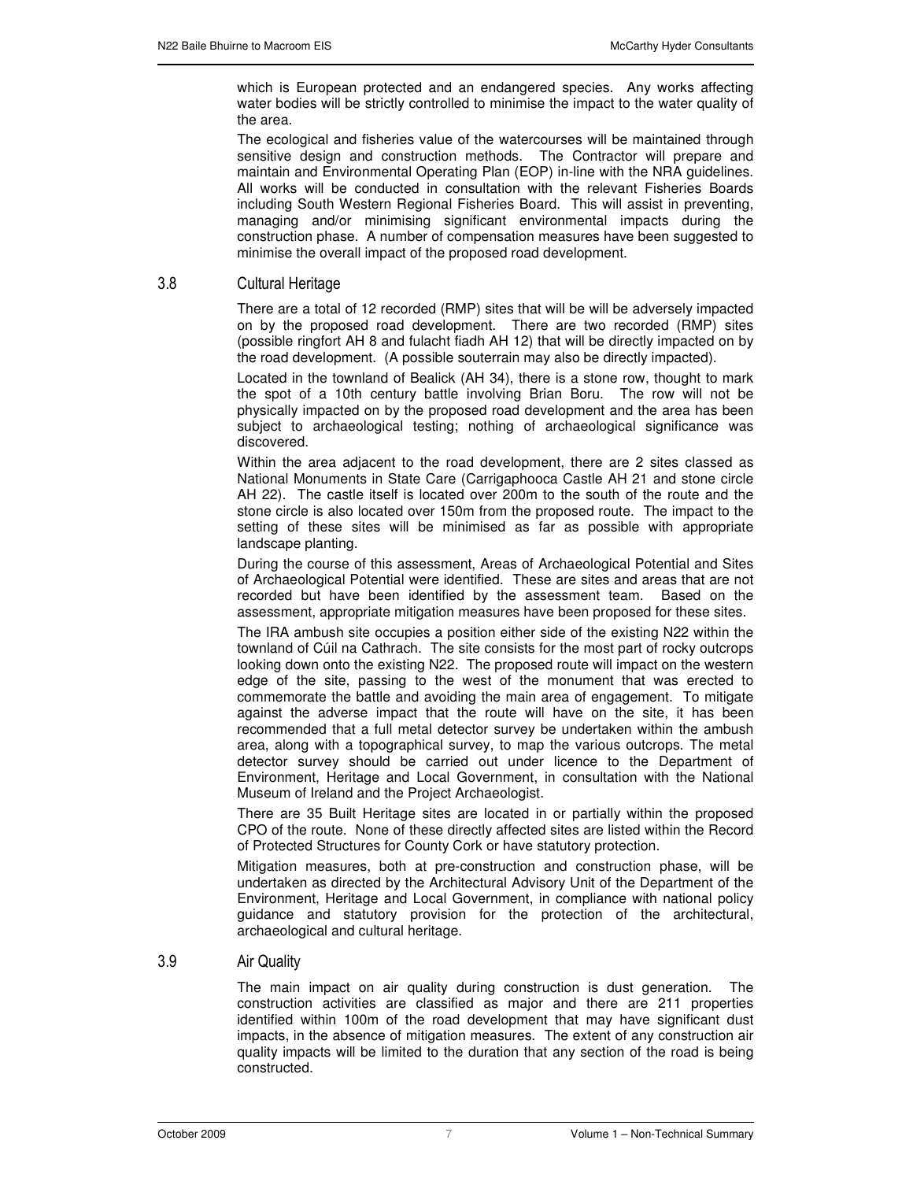which is European protected and an endangered species. Any works affecting water bodies will be strictly controlled to minimise the impact to the water quality of the area.

The ecological and fisheries value of the watercourses will be maintained through sensitive design and construction methods. The Contractor will prepare and maintain and Environmental Operating Plan (EOP) in-line with the NRA guidelines. All works will be conducted in consultation with the relevant Fisheries Boards including South Western Regional Fisheries Board. This will assist in preventing, managing and/or minimising significant environmental impacts during the construction phase. A number of compensation measures have been suggested to minimise the overall impact of the proposed road development.

## 3.8 Cultural Heritage

There are a total of 12 recorded (RMP) sites that will be will be adversely impacted on by the proposed road development. There are two recorded (RMP) sites (possible ringfort AH 8 and fulacht fiadh AH 12) that will be directly impacted on by the road development. (A possible souterrain may also be directly impacted).

Located in the townland of Bealick (AH 34), there is a stone row, thought to mark the spot of a 10th century battle involving Brian Boru. The row will not be physically impacted on by the proposed road development and the area has been subject to archaeological testing; nothing of archaeological significance was discovered.

Within the area adjacent to the road development, there are 2 sites classed as National Monuments in State Care (Carrigaphooca Castle AH 21 and stone circle AH 22). The castle itself is located over 200m to the south of the route and the stone circle is also located over 150m from the proposed route. The impact to the setting of these sites will be minimised as far as possible with appropriate landscape planting.

During the course of this assessment, Areas of Archaeological Potential and Sites of Archaeological Potential were identified. These are sites and areas that are not recorded but have been identified by the assessment team. Based on the assessment, appropriate mitigation measures have been proposed for these sites.

The IRA ambush site occupies a position either side of the existing N22 within the townland of Cúil na Cathrach. The site consists for the most part of rocky outcrops looking down onto the existing N22. The proposed route will impact on the western edge of the site, passing to the west of the monument that was erected to commemorate the battle and avoiding the main area of engagement. To mitigate against the adverse impact that the route will have on the site, it has been recommended that a full metal detector survey be undertaken within the ambush area, along with a topographical survey, to map the various outcrops. The metal detector survey should be carried out under licence to the Department of Environment, Heritage and Local Government, in consultation with the National Museum of Ireland and the Project Archaeologist.

There are 35 Built Heritage sites are located in or partially within the proposed CPO of the route. None of these directly affected sites are listed within the Record of Protected Structures for County Cork or have statutory protection.

Mitigation measures, both at pre-construction and construction phase, will be undertaken as directed by the Architectural Advisory Unit of the Department of the Environment, Heritage and Local Government, in compliance with national policy guidance and statutory provision for the protection of the architectural, archaeological and cultural heritage.

## 3.9 Air Quality

The main impact on air quality during construction is dust generation. The construction activities are classified as major and there are 211 properties identified within 100m of the road development that may have significant dust impacts, in the absence of mitigation measures. The extent of any construction air quality impacts will be limited to the duration that any section of the road is being constructed.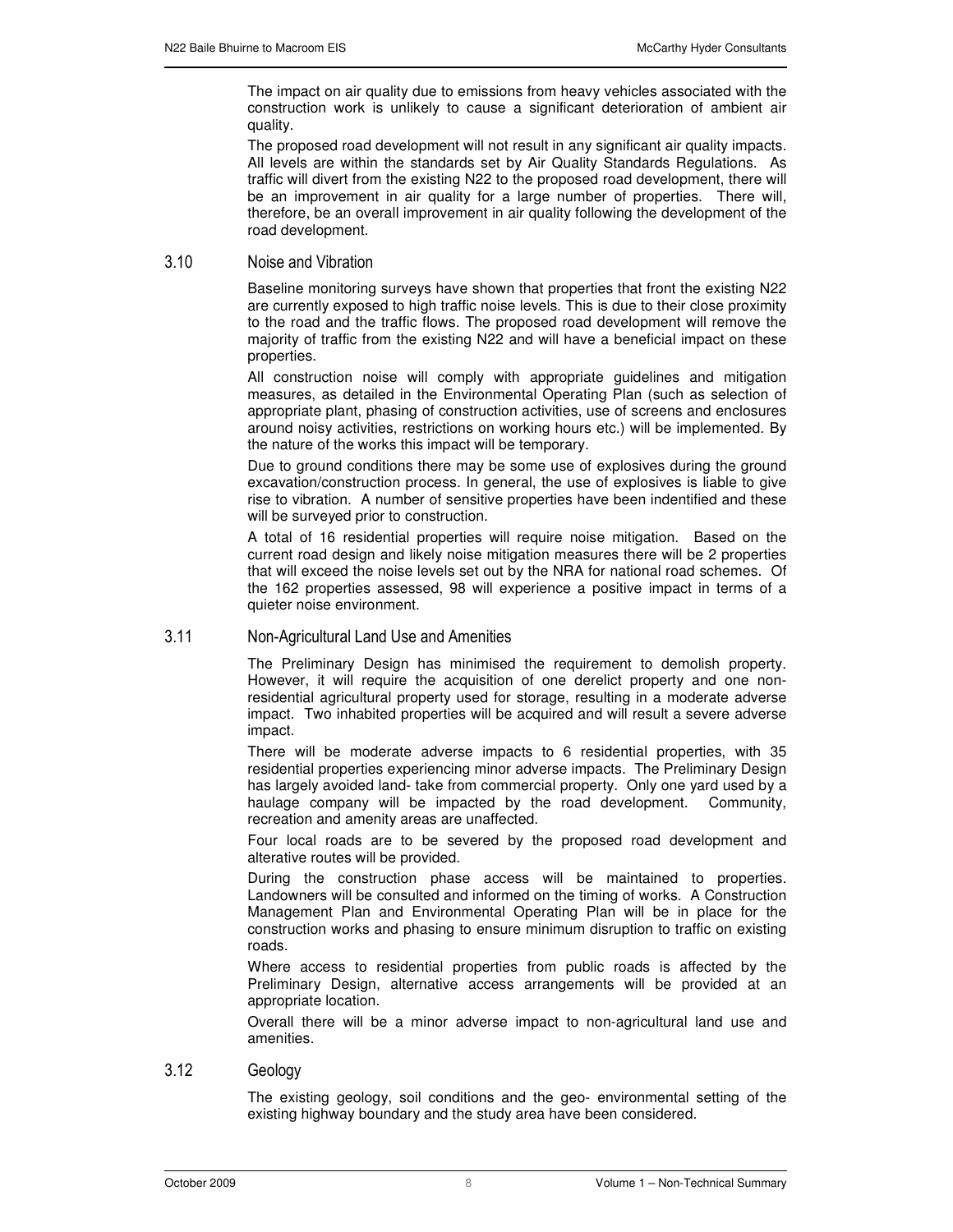The impact on air quality due to emissions from heavy vehicles associated with the construction work is unlikely to cause a significant deterioration of ambient air quality.

The proposed road development will not result in any significant air quality impacts. All levels are within the standards set by Air Quality Standards Regulations. As traffic will divert from the existing N22 to the proposed road development, there will be an improvement in air quality for a large number of properties. There will, therefore, be an overall improvement in air quality following the development of the road development.

## 3.10 Noise and Vibration

Baseline monitoring surveys have shown that properties that front the existing N22 are currently exposed to high traffic noise levels. This is due to their close proximity to the road and the traffic flows. The proposed road development will remove the majority of traffic from the existing N22 and will have a beneficial impact on these properties.

All construction noise will comply with appropriate guidelines and mitigation measures, as detailed in the Environmental Operating Plan (such as selection of appropriate plant, phasing of construction activities, use of screens and enclosures around noisy activities, restrictions on working hours etc.) will be implemented. By the nature of the works this impact will be temporary.

Due to ground conditions there may be some use of explosives during the ground excavation/construction process. In general, the use of explosives is liable to give rise to vibration. A number of sensitive properties have been indentified and these will be surveyed prior to construction.

A total of 16 residential properties will require noise mitigation. Based on the current road design and likely noise mitigation measures there will be 2 properties that will exceed the noise levels set out by the NRA for national road schemes. Of the 162 properties assessed, 98 will experience a positive impact in terms of a quieter noise environment.

## 3.11 Non-Agricultural Land Use and Amenities

The Preliminary Design has minimised the requirement to demolish property. However, it will require the acquisition of one derelict property and one non-residential agricultural property used for storage, resulting in a moderate adverse impact. Two inhabited properties will be acquired and will result a severe adverse impact.

There will be moderate adverse impacts to 6 residential properties, with 35 residential properties experiencing minor adverse impacts. The Preliminary Design has largely avoided land- take from commercial property. Only one yard used by a haulage company will be impacted by the road development. Community, recreation and amenity areas are unaffected.

Four local roads are to be severed by the proposed road development and alterative routes will be provided.

During the construction phase access will be maintained to properties. Landowners will be consulted and informed on the timing of works. A Construction Management Plan and Environmental Operating Plan will be in place for the construction works and phasing to ensure minimum disruption to traffic on existing roads.

Where access to residential properties from public roads is affected by the Preliminary Design, alternative access arrangements will be provided at an appropriate location.

Overall there will be a minor adverse impact to non-agricultural land use and amenities.

## 3.12 Geology

The existing geology, soil conditions and the geo- environmental setting of the existing highway boundary and the study area have been considered.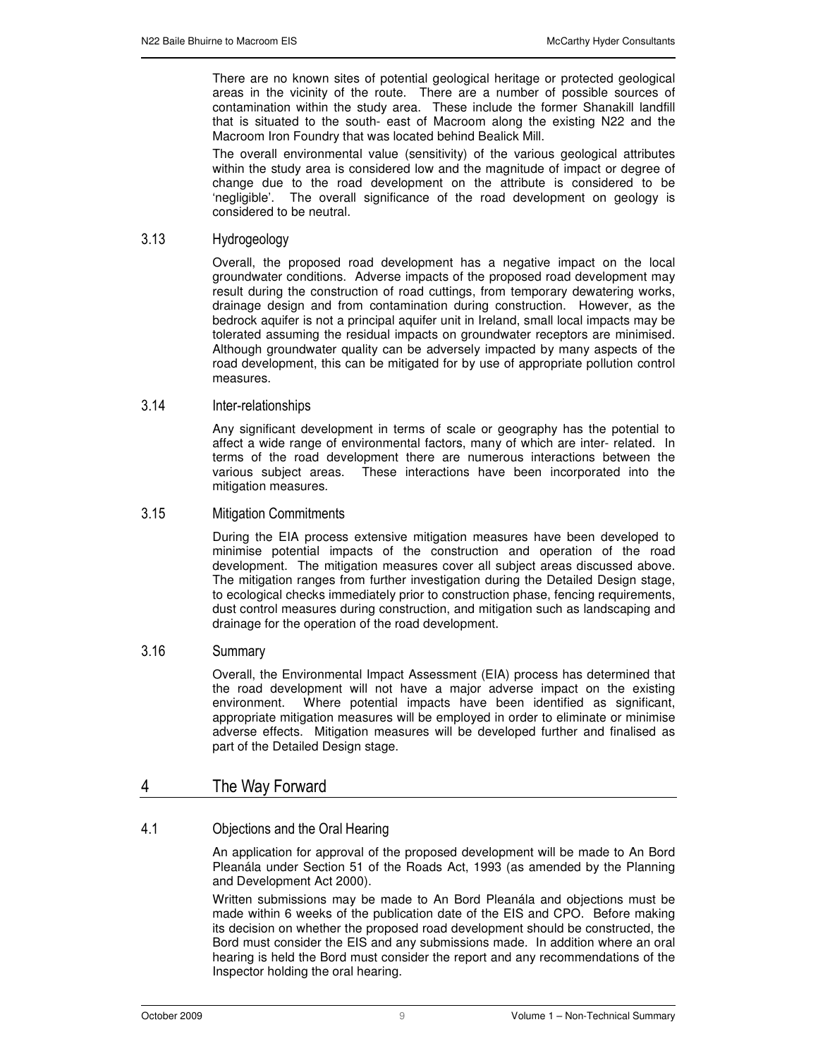There are no known sites of potential geological heritage or protected geological areas in the vicinity of the route. There are a number of possible sources of contamination within the study area. These include the former Shanakill landfill that is situated to the south- east of Macroom along the existing N22 and the Macroom Iron Foundry that was located behind Bealick Mill.

The overall environmental value (sensitivity) of the various geological attributes within the study area is considered low and the magnitude of impact or degree of change due to the road development on the attribute is considered to be 'negligible'. The overall significance of the road development on geology is considered to be neutral.

### 3.13 Hydrogeology

Overall, the proposed road development has a negative impact on the local groundwater conditions. Adverse impacts of the proposed road development may result during the construction of road cuttings, from temporary dewatering works, drainage design and from contamination during construction. However, as the bedrock aquifer is not a principal aquifer unit in Ireland, small local impacts may be tolerated assuming the residual impacts on groundwater receptors are minimised. Although groundwater quality can be adversely impacted by many aspects of the road development, this can be mitigated for by use of appropriate pollution control measures.

### 3.14 Inter-relationships

Any significant development in terms of scale or geography has the potential to affect a wide range of environmental factors, many of which are inter- related. In terms of the road development there are numerous interactions between the various subject areas. These interactions have been incorporated into the mitigation measures.

### 3.15 Mitigation Commitments

During the EIA process extensive mitigation measures have been developed to minimise potential impacts of the construction and operation of the road development. The mitigation measures cover all subject areas discussed above. The mitigation ranges from further investigation during the Detailed Design stage, to ecological checks immediately prior to construction phase, fencing requirements, dust control measures during construction, and mitigation such as landscaping and drainage for the operation of the road development.

### 3.16 Summary

Overall, the Environmental Impact Assessment (EIA) process has determined that the road development will not have a major adverse impact on the existing environment. Where potential impacts have been identified as significant, appropriate mitigation measures will be employed in order to eliminate or minimise adverse effects. Mitigation measures will be developed further and finalised as part of the Detailed Design stage.

## 4 The Way Forward

### 4.1 Objections and the Oral Hearing

An application for approval of the proposed development will be made to An Bord Pleanála under Section 51 of the Roads Act, 1993 (as amended by the Planning and Development Act 2000).

Written submissions may be made to An Bord Pleanála and objections must be made within 6 weeks of the publication date of the EIS and CPO. Before making its decision on whether the proposed road development should be constructed, the Bord must consider the EIS and any submissions made. In addition where an oral hearing is held the Bord must consider the report and any recommendations of the Inspector holding the oral hearing.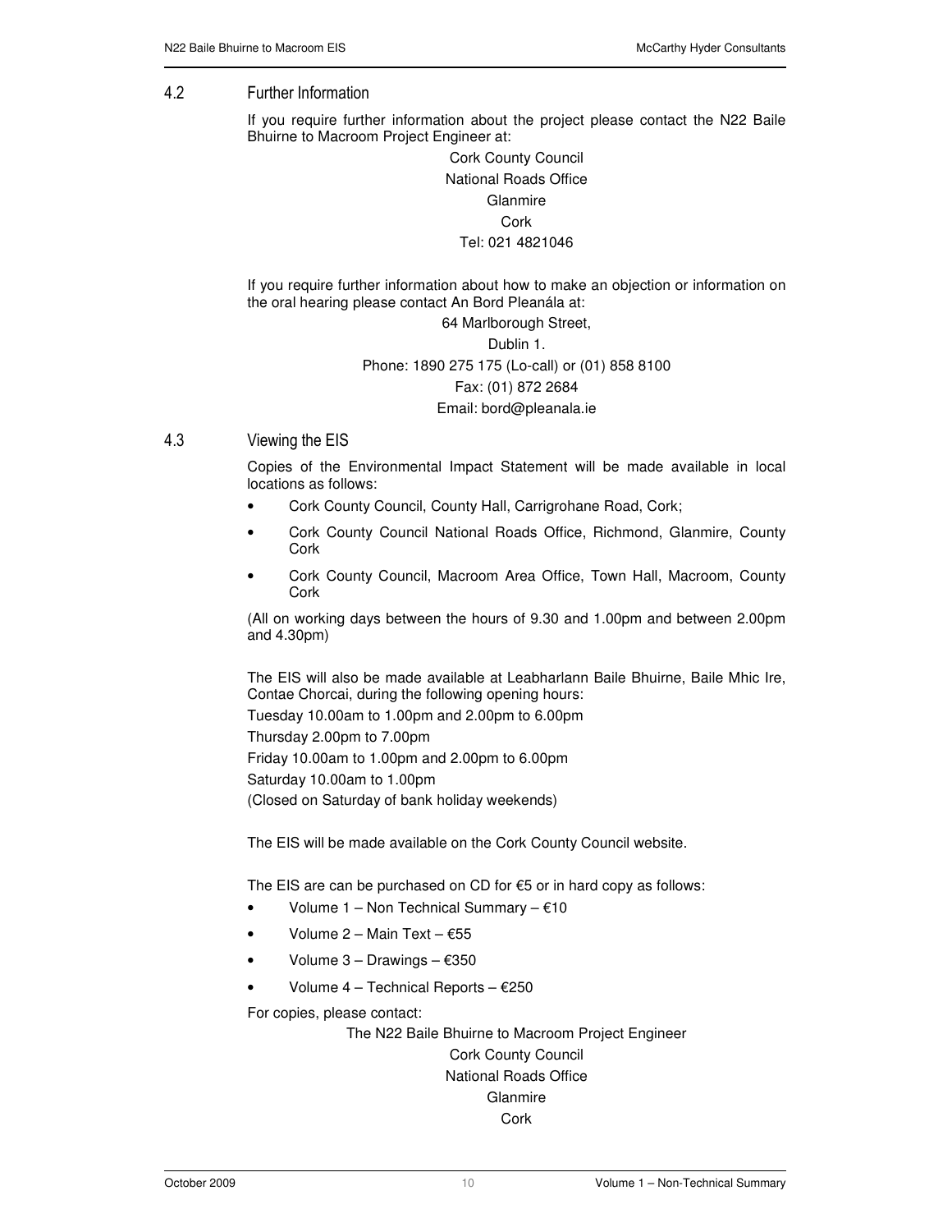## 4.2 Further Information

If you require further information about the project please contact the N22 Baile Bhuirne to Macroom Project Engineer at:

Cork County Council
National Roads Office
Glanmire
Cork
Tel: 021 4821046

If you require further information about how to make an objection or information on the oral hearing please contact An Bord Pleanála at:

64 Marlborough Street,
Dublin 1.
Phone: 1890 275 175 (Lo-call) or (01) 858 8100
Fax: (01) 872 2684
Email: bord@pleanala.ie

## 4.3 Viewing the EIS

Copies of the Environmental Impact Statement will be made available in local locations as follows:

- Cork County Council, County Hall, Carrigrohane Road, Cork;
- Cork County Council National Roads Office, Richmond, Glanmire, County Cork
- Cork County Council, Macroom Area Office, Town Hall, Macroom, County Cork

(All on working days between the hours of 9.30 and 1.00pm and between 2.00pm and 4.30pm)

The EIS will also be made available at Leabharlann Baile Bhuirne, Baile Mhic Ire, Contae Chorcai, during the following opening hours:

Tuesday 10.00am to 1.00pm and 2.00pm to 6.00pm
Thursday 2.00pm to 7.00pm
Friday 10.00am to 1.00pm and 2.00pm to 6.00pm
Saturday 10.00am to 1.00pm
(Closed on Saturday of bank holiday weekends)

The EIS will be made available on the Cork County Council website.

The EIS are can be purchased on CD for €5 or in hard copy as follows:

- Volume 1 – Non Technical Summary – €10
- Volume 2 – Main Text – €55
- Volume 3 – Drawings – €350
- Volume 4 – Technical Reports – €250

For copies, please contact:

The N22 Baile Bhuirne to Macroom Project Engineer
Cork County Council
National Roads Office
Glanmire
Cork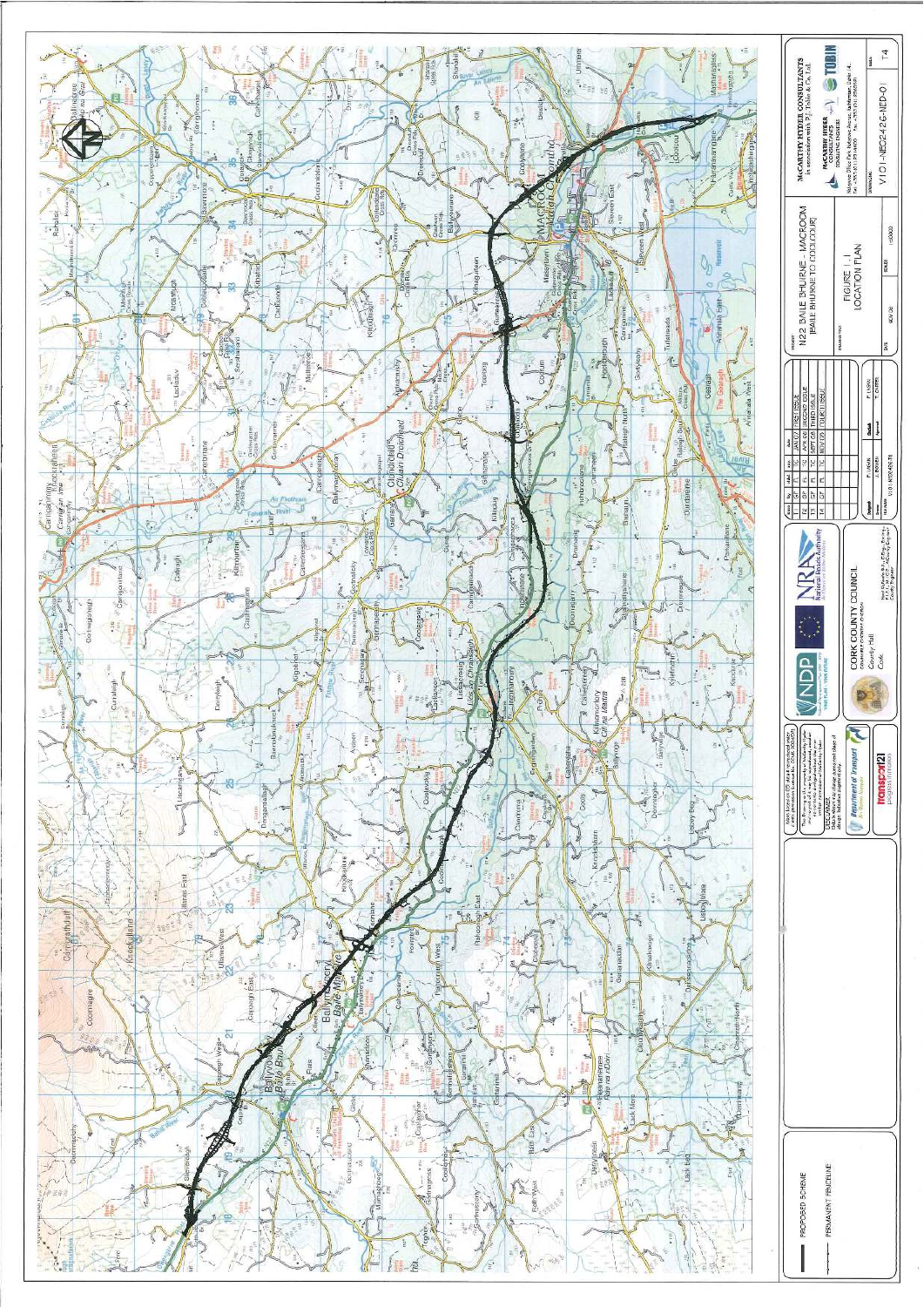PROPOSED SCHEME

PERMANENT FENCELINE

CORK COUNTY COUNCIL

County Hall
Cork

N22 BAILE BHUIRNE - MACROOM
(BAILE BHUIRNE TO COOLCOUR)

FIGURE 1.1
LOCATION PLAN

MCCARTHY HYDER CONSULTANTS
in association with P.J. Tobin & Co. Ltd.

V101-NEC2426-NED-01

T4